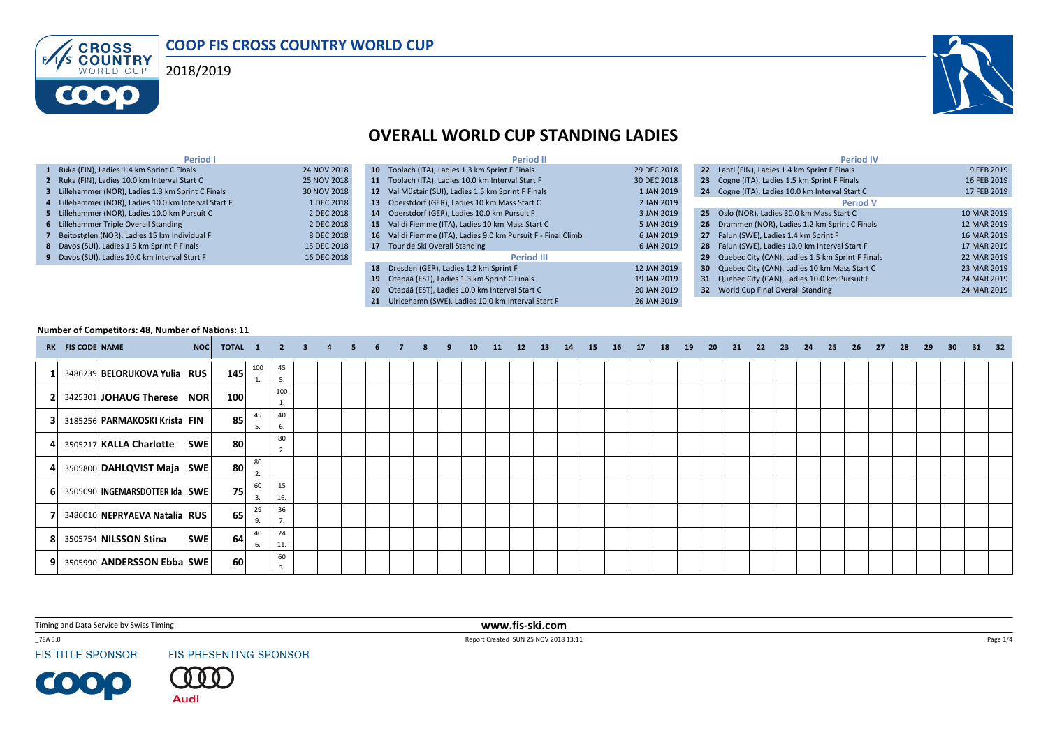# COOP FIS CROSS COUNTRY WORLD CUP

2018/2019

## OVERALL WORLD CUP STANDING LADIES

**Period I**

| # | Event | Date |
|---|---|---|
| 1 | Ruka (FIN), Ladies 1.4 km Sprint C Finals | 24 NOV 2018 |
| 2 | Ruka (FIN), Ladies 10.0 km Interval Start C | 25 NOV 2018 |
| 3 | Lillehammer (NOR), Ladies 1.3 km Sprint C Finals | 30 NOV 2018 |
| 4 | Lillehammer (NOR), Ladies 10.0 km Interval Start F | 1 DEC 2018 |
| 5 | Lillehammer (NOR), Ladies 10.0 km Pursuit C | 2 DEC 2018 |
| 6 | Lillehammer Triple Overall Standing | 2 DEC 2018 |
| 7 | Beitostølen (NOR), Ladies 15 km Individual F | 8 DEC 2018 |
| 8 | Davos (SUI), Ladies 1.5 km Sprint F Finals | 15 DEC 2018 |
| 9 | Davos (SUI), Ladies 10.0 km Interval Start F | 16 DEC 2018 |

**Period II**

| # | Event | Date |
|---|---|---|
| 10 | Toblach (ITA), Ladies 1.3 km Sprint F Finals | 29 DEC 2018 |
| 11 | Toblach (ITA), Ladies 10.0 km Interval Start F | 30 DEC 2018 |
| 12 | Val Müstair (SUI), Ladies 1.5 km Sprint F Finals | 1 JAN 2019 |
| 13 | Oberstdorf (GER), Ladies 10 km Mass Start C | 2 JAN 2019 |
| 14 | Oberstdorf (GER), Ladies 10.0 km Pursuit F | 3 JAN 2019 |
| 15 | Val di Fiemme (ITA), Ladies 10 km Mass Start C | 5 JAN 2019 |
| 16 | Val di Fiemme (ITA), Ladies 9.0 km Pursuit F - Final Climb | 6 JAN 2019 |
| 17 | Tour de Ski Overall Standing | 6 JAN 2019 |

**Period III**

| # | Event | Date |
|---|---|---|
| 18 | Dresden (GER), Ladies 1.2 km Sprint F | 12 JAN 2019 |
| 19 | Otepää (EST), Ladies 1.3 km Sprint C Finals | 19 JAN 2019 |
| 20 | Otepää (EST), Ladies 10.0 km Interval Start C | 20 JAN 2019 |
| 21 | Ulricehamn (SWE), Ladies 10.0 km Interval Start F | 26 JAN 2019 |

**Period IV**

| # | Event | Date |
|---|---|---|
| 22 | Lahti (FIN), Ladies 1.4 km Sprint F Finals | 9 FEB 2019 |
| 23 | Cogne (ITA), Ladies 1.5 km Sprint F Finals | 16 FEB 2019 |
| 24 | Cogne (ITA), Ladies 10.0 km Interval Start C | 17 FEB 2019 |

**Period V**

| # | Event | Date |
|---|---|---|
| 25 | Oslo (NOR), Ladies 30.0 km Mass Start C | 10 MAR 2019 |
| 26 | Drammen (NOR), Ladies 1.2 km Sprint C Finals | 12 MAR 2019 |
| 27 | Falun (SWE), Ladies 1.4 km Sprint F | 16 MAR 2019 |
| 28 | Falun (SWE), Ladies 10.0 km Interval Start F | 17 MAR 2019 |
| 29 | Quebec City (CAN), Ladies 1.5 km Sprint F Finals | 22 MAR 2019 |
| 30 | Quebec City (CAN), Ladies 10 km Mass Start C | 23 MAR 2019 |
| 31 | Quebec City (CAN), Ladies 10.0 km Pursuit F | 24 MAR 2019 |
| 32 | World Cup Final Overall Standing | 24 MAR 2019 |

**Number of Competitors: 48, Number of Nations: 11**

| RK | FIS CODE | NAME | NOC | TOTAL | 1 | 2 | 3 | 4 | 5 | 6 | 7 | 8 | 9 | 10 | 11 | 12 | 13 | 14 | 15 | 16 | 17 | 18 | 19 | 20 | 21 | 22 | 23 | 24 | 25 | 26 | 27 | 28 | 29 | 30 | 31 | 32 |
|---|---|---|---|---|---|---|---|---|---|---|---|---|---|---|---|---|---|---|---|---|---|---|---|---|---|---|---|---|---|---|---|---|---|---|---|---|
| 1 | 3486239 | BELORUKOVA Yulia | RUS | 145 | 100 1. | 45 5. | | | | | | | | | | | | | | | | | | | | | | | | | | | | | | |
| 2 | 3425301 | JOHAUG Therese | NOR | 100 | | 100 1. | | | | | | | | | | | | | | | | | | | | | | | | | | | | | | |
| 3 | 3185256 | PARMAKOSKI Krista | FIN | 85 | 45 5. | 40 6. | | | | | | | | | | | | | | | | | | | | | | | | | | | | | | |
| 4 | 3505217 | KALLA Charlotte | SWE | 80 | | 80 2. | | | | | | | | | | | | | | | | | | | | | | | | | | | | | | |
| 4 | 3505800 | DAHLQVIST Maja | SWE | 80 | 80 2. | | | | | | | | | | | | | | | | | | | | | | | | | | | | | | | |
| 6 | 3505090 | INGEMARSDOTTER Ida | SWE | 75 | 60 3. | 15 16. | | | | | | | | | | | | | | | | | | | | | | | | | | | | | | |
| 7 | 3486010 | NEPRYAEVA Natalia | RUS | 65 | 29 9. | 36 7. | | | | | | | | | | | | | | | | | | | | | | | | | | | | | | |
| 8 | 3505754 | NILSSON Stina | SWE | 64 | 40 6. | 24 11. | | | | | | | | | | | | | | | | | | | | | | | | | | | | | | |
| 9 | 3505990 | ANDERSSON Ebba | SWE | 60 | | 60 3. | | | | | | | | | | | | | | | | | | | | | | | | | | | | | | |

Timing and Data Service by Swiss Timing

www.fis-ski.com

_78A 3.0

Report Created SUN 25 NOV 2018 13:11

FIS TITLE SPONSOR

FIS PRESENTING SPONSOR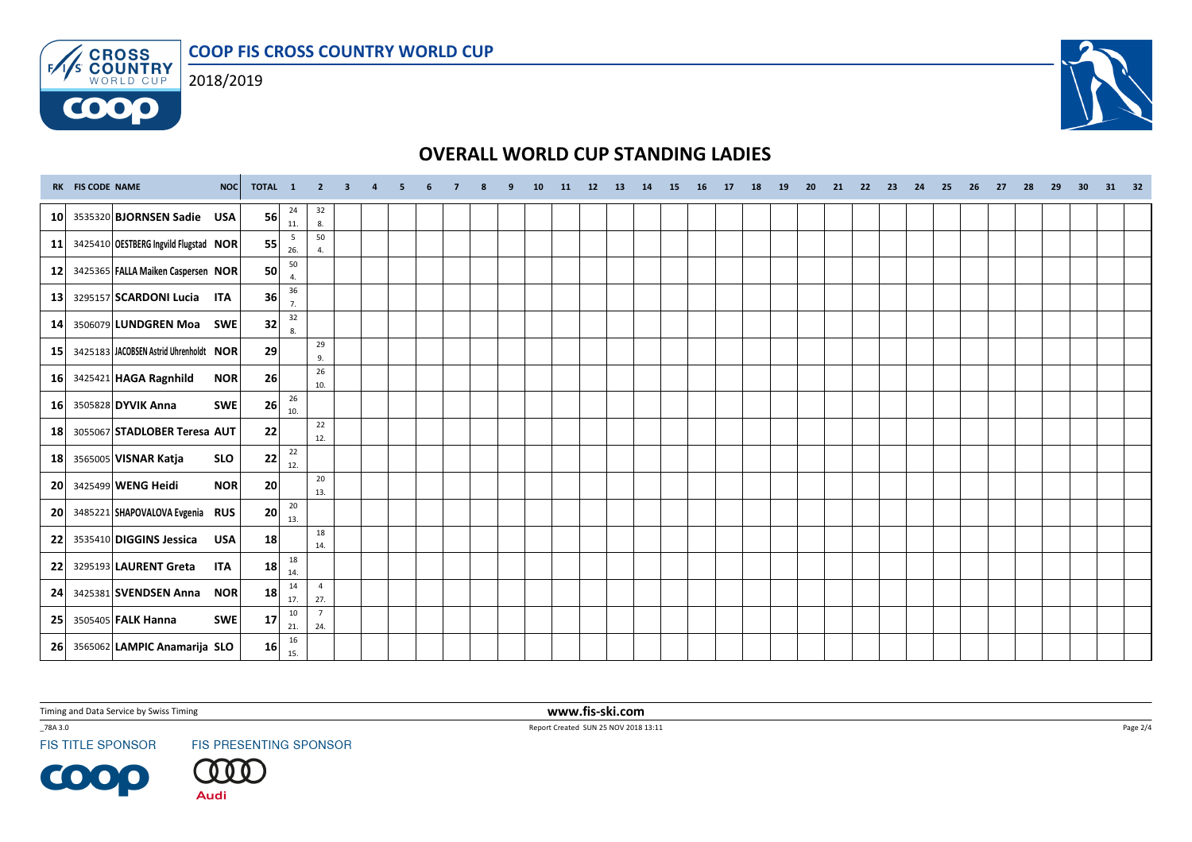# COOP FIS CROSS COUNTRY WORLD CUP

2018/2019

## OVERALL WORLD CUP STANDING LADIES

| RK | FIS CODE | NAME | NOC | TOTAL | 1 | 2 | 3 | 4 | 5 | 6 | 7 | 8 | 9 | 10 | 11 | 12 | 13 | 14 | 15 | 16 | 17 | 18 | 19 | 20 | 21 | 22 | 23 | 24 | 25 | 26 | 27 | 28 | 29 | 30 | 31 | 32 |
|---|---|---|---|---|---|---|---|---|---|---|---|---|---|---|---|---|---|---|---|---|---|---|---|---|---|---|---|---|---|---|---|---|---|---|---|---|
| 10 | 3535320 | BJORNSEN Sadie | USA | 56 | 24 11. | 32 8. | | | | | | | | | | | | | | | | | | | | | | | | | | | | | | |
| 11 | 3425410 | OESTBERG Ingvild Flugstad | NOR | 55 | 5 26. | 50 4. | | | | | | | | | | | | | | | | | | | | | | | | | | | | | | |
| 12 | 3425365 | FALLA Maiken Caspersen | NOR | 50 | 50 4. | | | | | | | | | | | | | | | | | | | | | | | | | | | | | | | |
| 13 | 3295157 | SCARDONI Lucia | ITA | 36 | 36 7. | | | | | | | | | | | | | | | | | | | | | | | | | | | | | | | |
| 14 | 3506079 | LUNDGREN Moa | SWE | 32 | 32 8. | | | | | | | | | | | | | | | | | | | | | | | | | | | | | | | |
| 15 | 3425183 | JACOBSEN Astrid Uhrenholdt | NOR | 29 | | 29 9. | | | | | | | | | | | | | | | | | | | | | | | | | | | | | | |
| 16 | 3425421 | HAGA Ragnhild | NOR | 26 | | 26 10. | | | | | | | | | | | | | | | | | | | | | | | | | | | | | | |
| 16 | 3505828 | DYVIK Anna | SWE | 26 | 26 10. | | | | | | | | | | | | | | | | | | | | | | | | | | | | | | | |
| 18 | 3055067 | STADLOBER Teresa | AUT | 22 | | 22 12. | | | | | | | | | | | | | | | | | | | | | | | | | | | | | | |
| 18 | 3565005 | VISNAR Katja | SLO | 22 | 22 12. | | | | | | | | | | | | | | | | | | | | | | | | | | | | | | | |
| 20 | 3425499 | WENG Heidi | NOR | 20 | | 20 13. | | | | | | | | | | | | | | | | | | | | | | | | | | | | | | |
| 20 | 3485221 | SHAPOVALOVA Evgenia | RUS | 20 | 20 13. | | | | | | | | | | | | | | | | | | | | | | | | | | | | | | | |
| 22 | 3535410 | DIGGINS Jessica | USA | 18 | | 18 14. | | | | | | | | | | | | | | | | | | | | | | | | | | | | | | |
| 22 | 3295193 | LAURENT Greta | ITA | 18 | 18 14. | | | | | | | | | | | | | | | | | | | | | | | | | | | | | | | |
| 24 | 3425381 | SVENDSEN Anna | NOR | 18 | 14 17. | 4 27. | | | | | | | | | | | | | | | | | | | | | | | | | | | | | | |
| 25 | 3505405 | FALK Hanna | SWE | 17 | 10 21. | 7 24. | | | | | | | | | | | | | | | | | | | | | | | | | | | | | | |
| 26 | 3565062 | LAMPIC Anamarija | SLO | 16 | 16 15. | | | | | | | | | | | | | | | | | | | | | | | | | | | | | | | |

Timing and Data Service by Swiss Timing

www.fis-ski.com

_78A 3.0

Report Created SUN 25 NOV 2018 13:11

FIS TITLE SPONSOR

FIS PRESENTING SPONSOR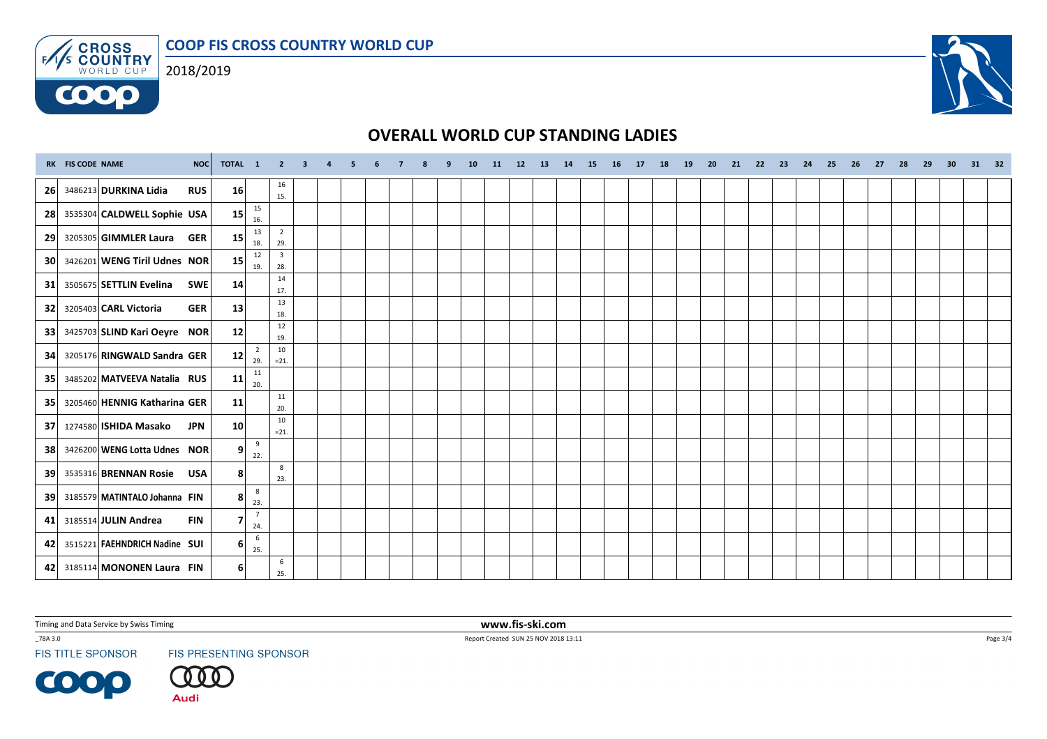# COOP FIS CROSS COUNTRY WORLD CUP

2018/2019

## OVERALL WORLD CUP STANDING LADIES

| RK | FIS CODE | NAME | NOC | TOTAL | 1 | 2 | 3 | 4 | 5 | 6 | 7 | 8 | 9 | 10 | 11 | 12 | 13 | 14 | 15 | 16 | 17 | 18 | 19 | 20 | 21 | 22 | 23 | 24 | 25 | 26 | 27 | 28 | 29 | 30 | 31 | 32 |
|---|---|---|---|---|---|---|---|---|---|---|---|---|---|---|---|---|---|---|---|---|---|---|---|---|---|---|---|---|---|---|---|---|---|---|---|---|
| 26 | 3486213 | DURKINA Lidia | RUS | 16 | | 16 15. | | | | | | | | | | | | | | | | | | | | | | | | | | | | | | |
| 28 | 3535304 | CALDWELL Sophie | USA | 15 | 15 16. | | | | | | | | | | | | | | | | | | | | | | | | | | | | | | | |
| 29 | 3205305 | GIMMLER Laura | GER | 15 | 13 18. | 2 29. | | | | | | | | | | | | | | | | | | | | | | | | | | | | | | |
| 30 | 3426201 | WENG Tiril Udnes | NOR | 15 | 12 19. | 3 28. | | | | | | | | | | | | | | | | | | | | | | | | | | | | | | |
| 31 | 3505675 | SETTLIN Evelina | SWE | 14 | | 14 17. | | | | | | | | | | | | | | | | | | | | | | | | | | | | | | |
| 32 | 3205403 | CARL Victoria | GER | 13 | | 13 18. | | | | | | | | | | | | | | | | | | | | | | | | | | | | | | |
| 33 | 3425703 | SLIND Kari Oeyre | NOR | 12 | | 12 19. | | | | | | | | | | | | | | | | | | | | | | | | | | | | | | |
| 34 | 3205176 | RINGWALD Sandra | GER | 12 | 2 29. | 10 =21. | | | | | | | | | | | | | | | | | | | | | | | | | | | | | | |
| 35 | 3485202 | MATVEEVA Natalia | RUS | 11 | 11 20. | | | | | | | | | | | | | | | | | | | | | | | | | | | | | | | |
| 35 | 3205460 | HENNIG Katharina | GER | 11 | | 11 20. | | | | | | | | | | | | | | | | | | | | | | | | | | | | | | |
| 37 | 1274580 | ISHIDA Masako | JPN | 10 | | 10 =21. | | | | | | | | | | | | | | | | | | | | | | | | | | | | | | |
| 38 | 3426200 | WENG Lotta Udnes | NOR | 9 | 9 22. | | | | | | | | | | | | | | | | | | | | | | | | | | | | | | | |
| 39 | 3535316 | BRENNAN Rosie | USA | 8 | | 8 23. | | | | | | | | | | | | | | | | | | | | | | | | | | | | | | |
| 39 | 3185579 | MATINTALO Johanna | FIN | 8 | 8 23. | | | | | | | | | | | | | | | | | | | | | | | | | | | | | | | |
| 41 | 3185514 | JULIN Andrea | FIN | 7 | 7 24. | | | | | | | | | | | | | | | | | | | | | | | | | | | | | | | |
| 42 | 3515221 | FAEHNDRICH Nadine | SUI | 6 | 6 25. | | | | | | | | | | | | | | | | | | | | | | | | | | | | | | | |
| 42 | 3185114 | MONONEN Laura | FIN | 6 | | 6 25. | | | | | | | | | | | | | | | | | | | | | | | | | | | | | | |

Timing and Data Service by Swiss Timing

www.fis-ski.com

Report Created SUN 25 NOV 2018 13:11

FIS TITLE SPONSOR FIS PRESENTING SPONSOR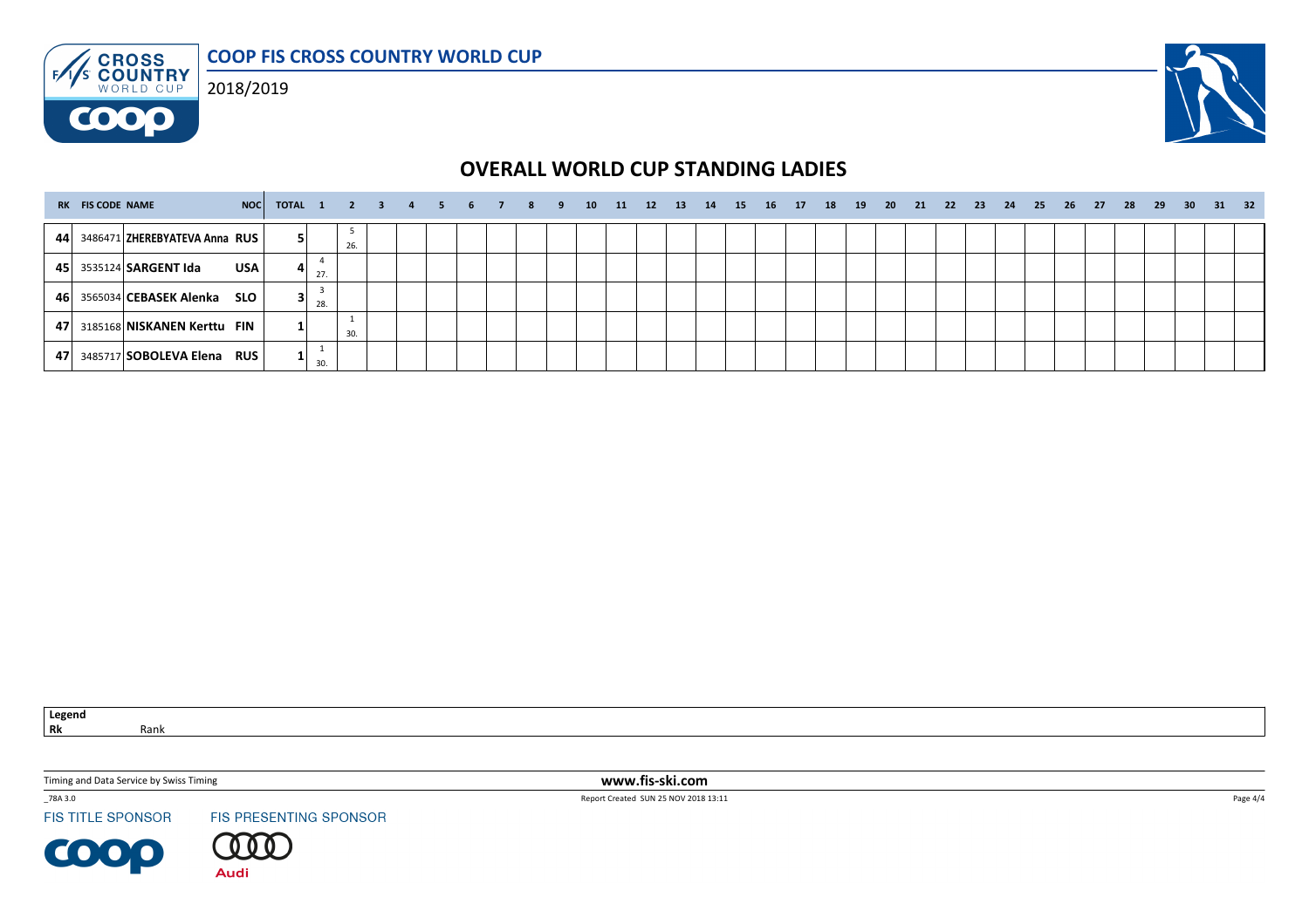## OVERALL WORLD CUP STANDING LADIES

| RK | FIS CODE | NAME | NOC | TOTAL | 1 | 2 | 3 | 4 | 5 | 6 | 7 | 8 | 9 | 10 | 11 | 12 | 13 | 14 | 15 | 16 | 17 | 18 | 19 | 20 | 21 | 22 | 23 | 24 | 25 | 26 | 27 | 28 | 29 | 30 | 31 | 32 |
|---|---|---|---|---|---|---|---|---|---|---|---|---|---|---|---|---|---|---|---|---|---|---|---|---|---|---|---|---|---|---|---|---|---|---|---|---|
| 44 | 3486471 | **ZHEREBYATEVA Anna** | **RUS** | 5 | | 5 26. | | | | | | | | | | | | | | | | | | | | | | | | | | | | | | |
| 45 | 3535124 | **SARGENT Ida** | **USA** | 4 | 4 27. | | | | | | | | | | | | | | | | | | | | | | | | | | | | | | | |
| 46 | 3565034 | **CEBASEK Alenka** | **SLO** | 3 | 3 28. | | | | | | | | | | | | | | | | | | | | | | | | | | | | | | | |
| 47 | 3185168 | **NISKANEN Kerttu** | **FIN** | 1 | | 1 30. | | | | | | | | | | | | | | | | | | | | | | | | | | | | | | |
| 47 | 3485717 | **SOBOLEVA Elena** | **RUS** | 1 | 1 30. | | | | | | | | | | | | | | | | | | | | | | | | | | | | | | | |

**Legend**
**Rk** Rank

Timing and Data Service by Swiss Timing

**www.fis-ski.com**

_78A 3.0

Report Created SUN 25 NOV 2018 13:11

FIS TITLE SPONSOR

FIS PRESENTING SPONSOR